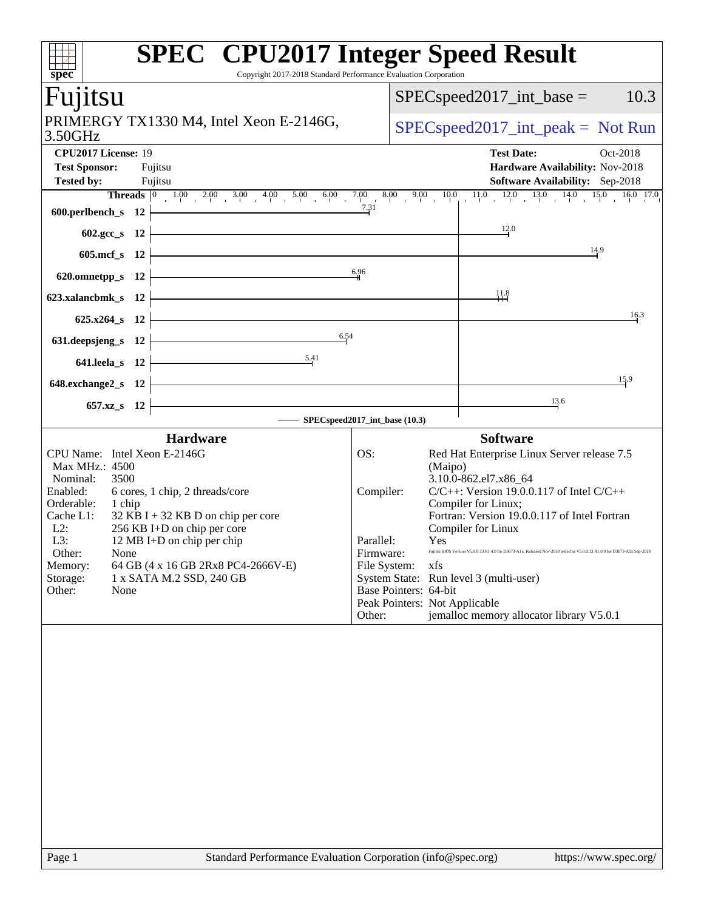# SPEC CPU2017 Integer Speed Result

Copyright 2017-2018 Standard Performance Evaluation Corporation

## Fujitsu

PRIMERGY TX1330 M4, Intel Xeon E-2146G, 3.50GHz

SPECspeed2017_int_base = 10.3

SPECspeed2017_int_peak = Not Run

| | | | |
|---|---|---|---|
| **CPU2017 License:** | 19 | **Test Date:** | Oct-2018 |
| **Test Sponsor:** | Fujitsu | **Hardware Availability:** | Nov-2018 |
| **Tested by:** | Fujitsu | **Software Availability:** | Sep-2018 |

| Benchmark | Threads | SPECspeed2017_int_base (10.3) |
|---|---|---|
| 600.perlbench_s | 12 | 7.31 |
| 602.gcc_s | 12 | 12.0 |
| 605.mcf_s | 12 | 14.9 |
| 620.omnetpp_s | 12 | 6.96 |
| 623.xalancbmk_s | 12 | 11.8 |
| 625.x264_s | 12 | 16.3 |
| 631.deepsjeng_s | 12 | 6.54 |
| 641.leela_s | 12 | 5.41 |
| 648.exchange2_s | 12 | 15.9 |
| 657.xz_s | 12 | 13.6 |

### Hardware

| | |
|---|---|
| CPU Name: | Intel Xeon E-2146G |
| Max MHz.: | 4500 |
| Nominal: | 3500 |
| Enabled: | 6 cores, 1 chip, 2 threads/core |
| Orderable: | 1 chip |
| Cache L1: | 32 KB I + 32 KB D on chip per core |
| L2: | 256 KB I+D on chip per core |
| L3: | 12 MB I+D on chip per chip |
| Other: | None |
| Memory: | 64 GB (4 x 16 GB 2Rx8 PC4-2666V-E) |
| Storage: | 1 x SATA M.2 SSD, 240 GB |
| Other: | None |

### Software

| | |
|---|---|
| OS: | Red Hat Enterprise Linux Server release 7.5 (Maipo) 3.10.0-862.el7.x86_64 |
| Compiler: | C/C++: Version 19.0.0.117 of Intel C/C++ Compiler for Linux; Fortran: Version 19.0.0.117 of Intel Fortran Compiler for Linux |
| Parallel: | Yes |
| Firmware: | Fujitsu BIOS Version V5.0.0.13 R1.4.0 for D3673-A1x. Released Nov-2018 tested as V5.0.0.13 R1.0.0 for D3673-A1x Sep-2018 |
| File System: | xfs |
| System State: | Run level 3 (multi-user) |
| Base Pointers: | 64-bit |
| Peak Pointers: | Not Applicable |
| Other: | jemalloc memory allocator library V5.0.1 |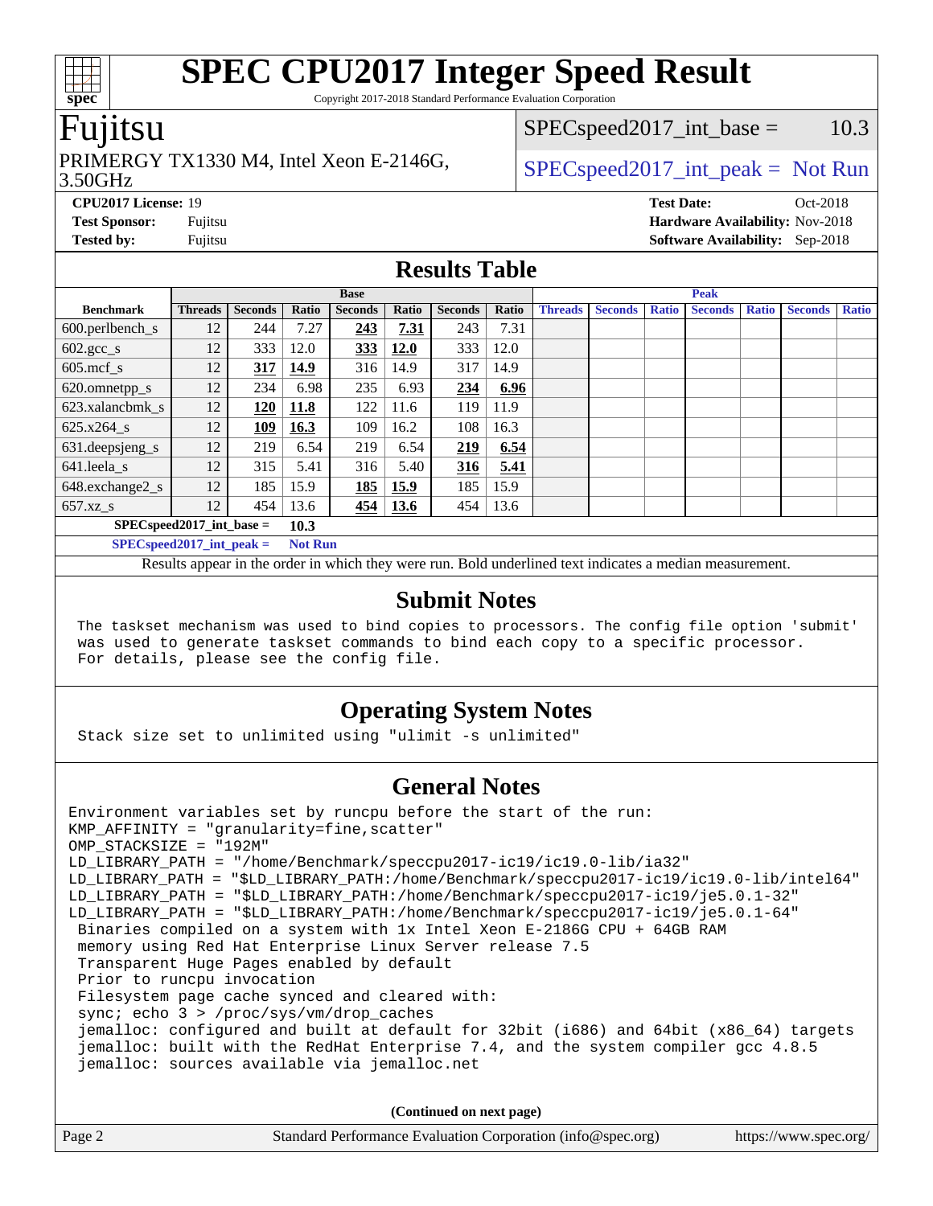# SPEC CPU2017 Integer Speed Result

Copyright 2017-2018 Standard Performance Evaluation Corporation

## Fujitsu

PRIMERGY TX1330 M4, Intel Xeon E-2146G, 3.50GHz

SPECspeed2017_int_base = 10.3

SPECspeed2017_int_peak = Not Run

**CPU2017 License:** 19
**Test Sponsor:** Fujitsu
**Tested by:** Fujitsu
**Test Date:** Oct-2018
**Hardware Availability:** Nov-2018
**Software Availability:** Sep-2018

## Results Table

| | Base | | | | | | | Peak | | | | | | |
|---|---|---|---|---|---|---|---|---|---|---|---|---|---|---|
| **Benchmark** | **Threads** | **Seconds** | **Ratio** | **Seconds** | **Ratio** | **Seconds** | **Ratio** | **Threads** | **Seconds** | **Ratio** | **Seconds** | **Ratio** | **Seconds** | **Ratio** |
| 600.perlbench_s | 12 | 244 | 7.27 | **243** | **7.31** | 243 | 7.31 | | | | | | | |
| 602.gcc_s | 12 | 333 | 12.0 | **333** | **12.0** | 333 | 12.0 | | | | | | | |
| 605.mcf_s | 12 | **317** | **14.9** | 316 | 14.9 | 317 | 14.9 | | | | | | | |
| 620.omnetpp_s | 12 | 234 | 6.98 | 235 | 6.93 | **234** | **6.96** | | | | | | | |
| 623.xalancbmk_s | 12 | **120** | **11.8** | 122 | 11.6 | 119 | 11.9 | | | | | | | |
| 625.x264_s | 12 | **109** | **16.3** | 109 | 16.2 | 108 | 16.3 | | | | | | | |
| 631.deepsjeng_s | 12 | 219 | 6.54 | 219 | 6.54 | **219** | **6.54** | | | | | | | |
| 641.leela_s | 12 | 315 | 5.41 | 316 | 5.40 | **316** | **5.41** | | | | | | | |
| 648.exchange2_s | 12 | 185 | 15.9 | **185** | **15.9** | 185 | 15.9 | | | | | | | |
| 657.xz_s | 12 | 454 | 13.6 | **454** | **13.6** | 454 | 13.6 | | | | | | | |

**SPECspeed2017_int_base = 10.3**

**SPECspeed2017_int_peak = Not Run**

Results appear in the order in which they were run. Bold underlined text indicates a median measurement.

## Submit Notes

```
The taskset mechanism was used to bind copies to processors. The config file option 'submit'
was used to generate taskset commands to bind each copy to a specific processor.
For details, please see the config file.
```

## Operating System Notes

```
Stack size set to unlimited using "ulimit -s unlimited"
```

## General Notes

```
Environment variables set by runcpu before the start of the run:
KMP_AFFINITY = "granularity=fine,scatter"
OMP_STACKSIZE = "192M"
LD_LIBRARY_PATH = "/home/Benchmark/speccpu2017-ic19/ic19.0-lib/ia32"
LD_LIBRARY_PATH = "$LD_LIBRARY_PATH:/home/Benchmark/speccpu2017-ic19/ic19.0-lib/intel64"
LD_LIBRARY_PATH = "$LD_LIBRARY_PATH:/home/Benchmark/speccpu2017-ic19/je5.0.1-32"
LD_LIBRARY_PATH = "$LD_LIBRARY_PATH:/home/Benchmark/speccpu2017-ic19/je5.0.1-64"
 Binaries compiled on a system with 1x Intel Xeon E-2186G CPU + 64GB RAM
 memory using Red Hat Enterprise Linux Server release 7.5
 Transparent Huge Pages enabled by default
 Prior to runcpu invocation
 Filesystem page cache synced and cleared with:
 sync; echo 3 > /proc/sys/vm/drop_caches
 jemalloc: configured and built at default for 32bit (i686) and 64bit (x86_64) targets
 jemalloc: built with the RedHat Enterprise 7.4, and the system compiler gcc 4.8.5
 jemalloc: sources available via jemalloc.net
```

(Continued on next page)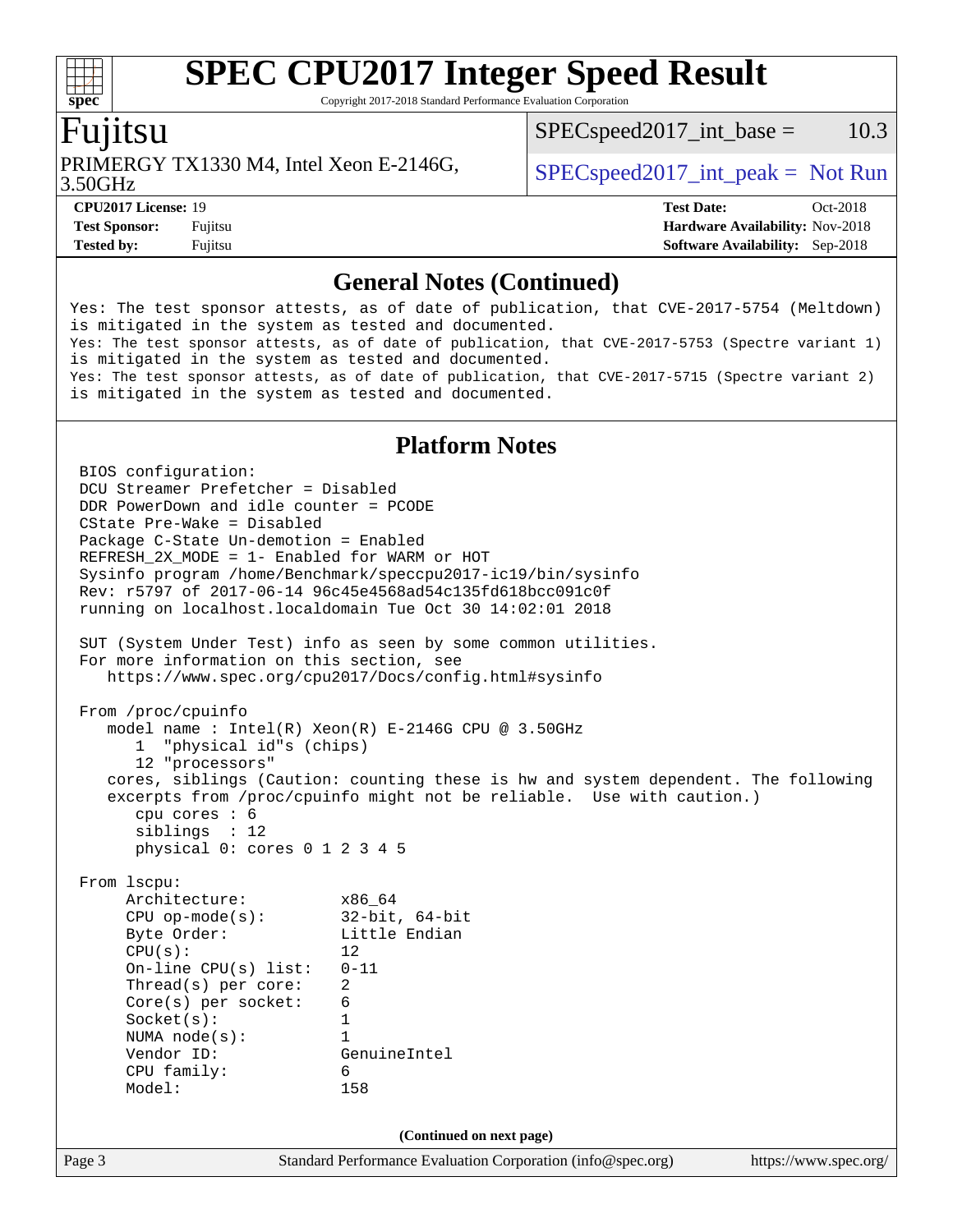## General Notes (Continued)

```
Yes: The test sponsor attests, as of date of publication, that CVE-2017-5754 (Meltdown)
is mitigated in the system as tested and documented.
Yes: The test sponsor attests, as of date of publication, that CVE-2017-5753 (Spectre variant 1)
is mitigated in the system as tested and documented.
Yes: The test sponsor attests, as of date of publication, that CVE-2017-5715 (Spectre variant 2)
is mitigated in the system as tested and documented.
```

## Platform Notes

```
BIOS configuration:
DCU Streamer Prefetcher = Disabled
DDR PowerDown and idle counter = PCODE
CState Pre-Wake = Disabled
Package C-State Un-demotion = Enabled
REFRESH_2X_MODE = 1- Enabled for WARM or HOT
Sysinfo program /home/Benchmark/speccpu2017-ic19/bin/sysinfo
Rev: r5797 of 2017-06-14 96c45e4568ad54c135fd618bcc091c0f
running on localhost.localdomain Tue Oct 30 14:02:01 2018

SUT (System Under Test) info as seen by some common utilities.
For more information on this section, see
   https://www.spec.org/cpu2017/Docs/config.html#sysinfo

From /proc/cpuinfo
   model name : Intel(R) Xeon(R) E-2146G CPU @ 3.50GHz
      1  "physical id"s (chips)
      12 "processors"
   cores, siblings (Caution: counting these is hw and system dependent. The following
   excerpts from /proc/cpuinfo might not be reliable.  Use with caution.)
      cpu cores : 6
      siblings  : 12
      physical 0: cores 0 1 2 3 4 5

From lscpu:
     Architecture:          x86_64
     CPU op-mode(s):        32-bit, 64-bit
     Byte Order:            Little Endian
     CPU(s):                12
     On-line CPU(s) list:   0-11
     Thread(s) per core:    2
     Core(s) per socket:    6
     Socket(s):             1
     NUMA node(s):          1
     Vendor ID:             GenuineIntel
     CPU family:            6
     Model:                 158
```

(Continued on next page)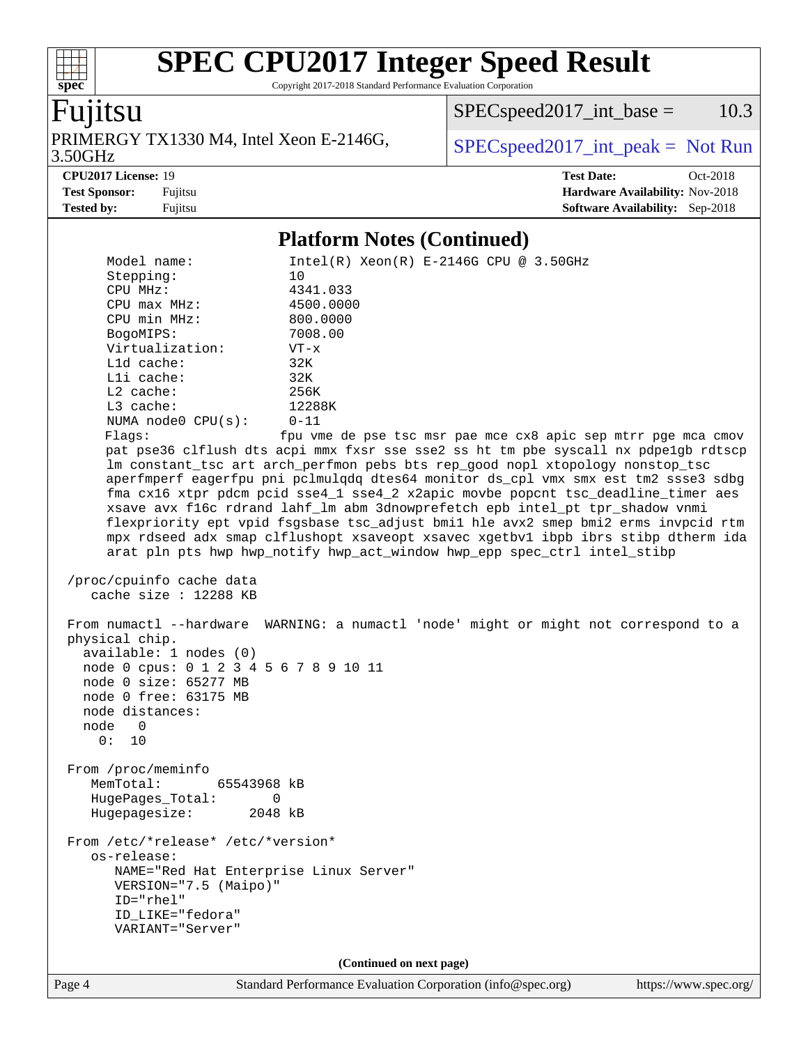## Platform Notes (Continued)

```
     Model name:            Intel(R) Xeon(R) E-2146G CPU @ 3.50GHz
     Stepping:              10
     CPU MHz:               4341.033
     CPU max MHz:           4500.0000
     CPU min MHz:           800.0000
     BogoMIPS:              7008.00
     Virtualization:        VT-x
     L1d cache:             32K
     L1i cache:             32K
     L2 cache:              256K
     L3 cache:              12288K
     NUMA node0 CPU(s):     0-11
     Flags:                 fpu vme de pse tsc msr pae mce cx8 apic sep mtrr pge mca cmov
     pat pse36 clflush dts acpi mmx fxsr sse sse2 ss ht tm pbe syscall nx pdpe1gb rdtscp
     lm constant_tsc art arch_perfmon pebs bts rep_good nopl xtopology nonstop_tsc
     aperfmperf eagerfpu pni pclmulqdq dtes64 monitor ds_cpl vmx smx est tm2 ssse3 sdbg
     fma cx16 xtpr pdcm pcid sse4_1 sse4_2 x2apic movbe popcnt tsc_deadline_timer aes
     xsave avx f16c rdrand lahf_lm abm 3dnowprefetch epb intel_pt tpr_shadow vnmi
     flexpriority ept vpid fsgsbase tsc_adjust bmi1 hle avx2 smep bmi2 erms invpcid rtm
     mpx rdseed adx smap clflushopt xsaveopt xsavec xgetbv1 ibpb ibrs stibp dtherm ida
     arat pln pts hwp hwp_notify hwp_act_window hwp_epp spec_ctrl intel_stibp

 /proc/cpuinfo cache data
    cache size : 12288 KB

 From numactl --hardware  WARNING: a numactl 'node' might or might not correspond to a
 physical chip.
   available: 1 nodes (0)
   node 0 cpus: 0 1 2 3 4 5 6 7 8 9 10 11
   node 0 size: 65277 MB
   node 0 free: 63175 MB
   node distances:
   node   0
     0:  10

 From /proc/meminfo
    MemTotal:       65543968 kB
    HugePages_Total:       0
    Hugepagesize:       2048 kB

 From /etc/*release* /etc/*version*
    os-release:
       NAME="Red Hat Enterprise Linux Server"
       VERSION="7.5 (Maipo)"
       ID="rhel"
       ID_LIKE="fedora"
       VARIANT="Server"
```

(Continued on next page)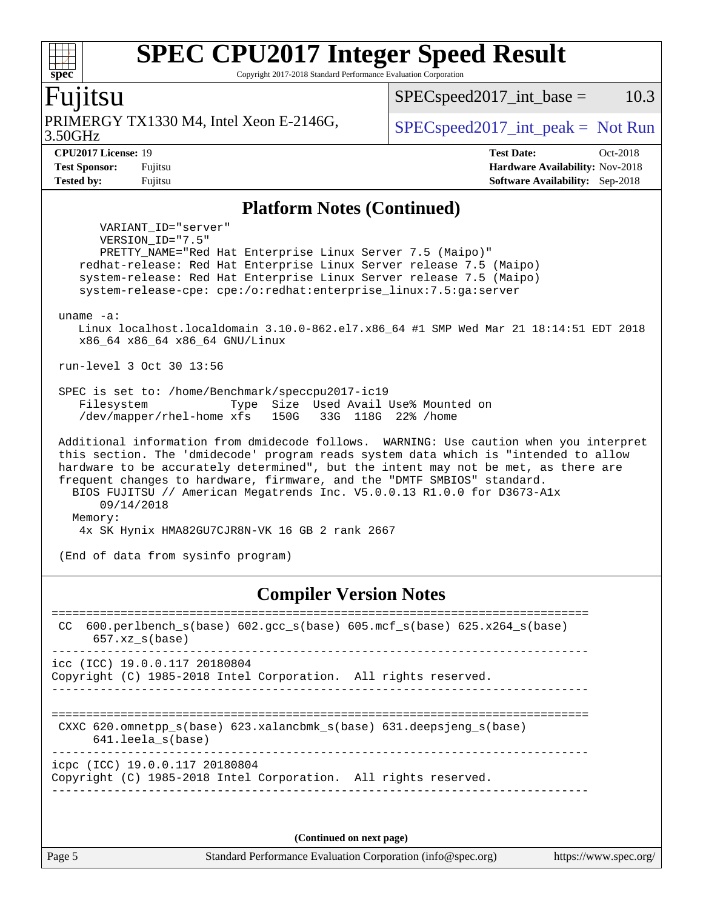# SPEC CPU2017 Integer Speed Result

Copyright 2017-2018 Standard Performance Evaluation Corporation

## Fujitsu

PRIMERGY TX1330 M4, Intel Xeon E-2146G, 3.50GHz

SPECspeed2017_int_base = 10.3

SPECspeed2017_int_peak = Not Run

**CPU2017 License:** 19
**Test Sponsor:** Fujitsu
**Tested by:** Fujitsu

**Test Date:** Oct-2018
**Hardware Availability:** Nov-2018
**Software Availability:** Sep-2018

### Platform Notes (Continued)

```
        VARIANT_ID="server"
        VERSION_ID="7.5"
        PRETTY_NAME="Red Hat Enterprise Linux Server 7.5 (Maipo)"
     redhat-release: Red Hat Enterprise Linux Server release 7.5 (Maipo)
     system-release: Red Hat Enterprise Linux Server release 7.5 (Maipo)
     system-release-cpe: cpe:/o:redhat:enterprise_linux:7.5:ga:server

  uname -a:
     Linux localhost.localdomain 3.10.0-862.el7.x86_64 #1 SMP Wed Mar 21 18:14:51 EDT 2018
     x86_64 x86_64 x86_64 GNU/Linux

  run-level 3 Oct 30 13:56

  SPEC is set to: /home/Benchmark/speccpu2017-ic19
     Filesystem            Type  Size  Used Avail Use% Mounted on
     /dev/mapper/rhel-home xfs   150G   33G  118G  22% /home

  Additional information from dmidecode follows.  WARNING: Use caution when you interpret
  this section. The 'dmidecode' program reads system data which is "intended to allow
  hardware to be accurately determined", but the intent may not be met, as there are
  frequent changes to hardware, firmware, and the "DMTF SMBIOS" standard.
    BIOS FUJITSU // American Megatrends Inc. V5.0.0.13 R1.0.0 for D3673-A1x
        09/14/2018
    Memory:
     4x SK Hynix HMA82GU7CJR8N-VK 16 GB 2 rank 2667

  (End of data from sysinfo program)
```

### Compiler Version Notes

```
==============================================================================
 CC  600.perlbench_s(base) 602.gcc_s(base) 605.mcf_s(base) 625.x264_s(base)
      657.xz_s(base)
------------------------------------------------------------------------------
icc (ICC) 19.0.0.117 20180804
Copyright (C) 1985-2018 Intel Corporation.  All rights reserved.
------------------------------------------------------------------------------

==============================================================================
 CXXC 620.omnetpp_s(base) 623.xalancbmk_s(base) 631.deepsjeng_s(base)
      641.leela_s(base)
------------------------------------------------------------------------------
icpc (ICC) 19.0.0.117 20180804
Copyright (C) 1985-2018 Intel Corporation.  All rights reserved.
------------------------------------------------------------------------------
```

**(Continued on next page)**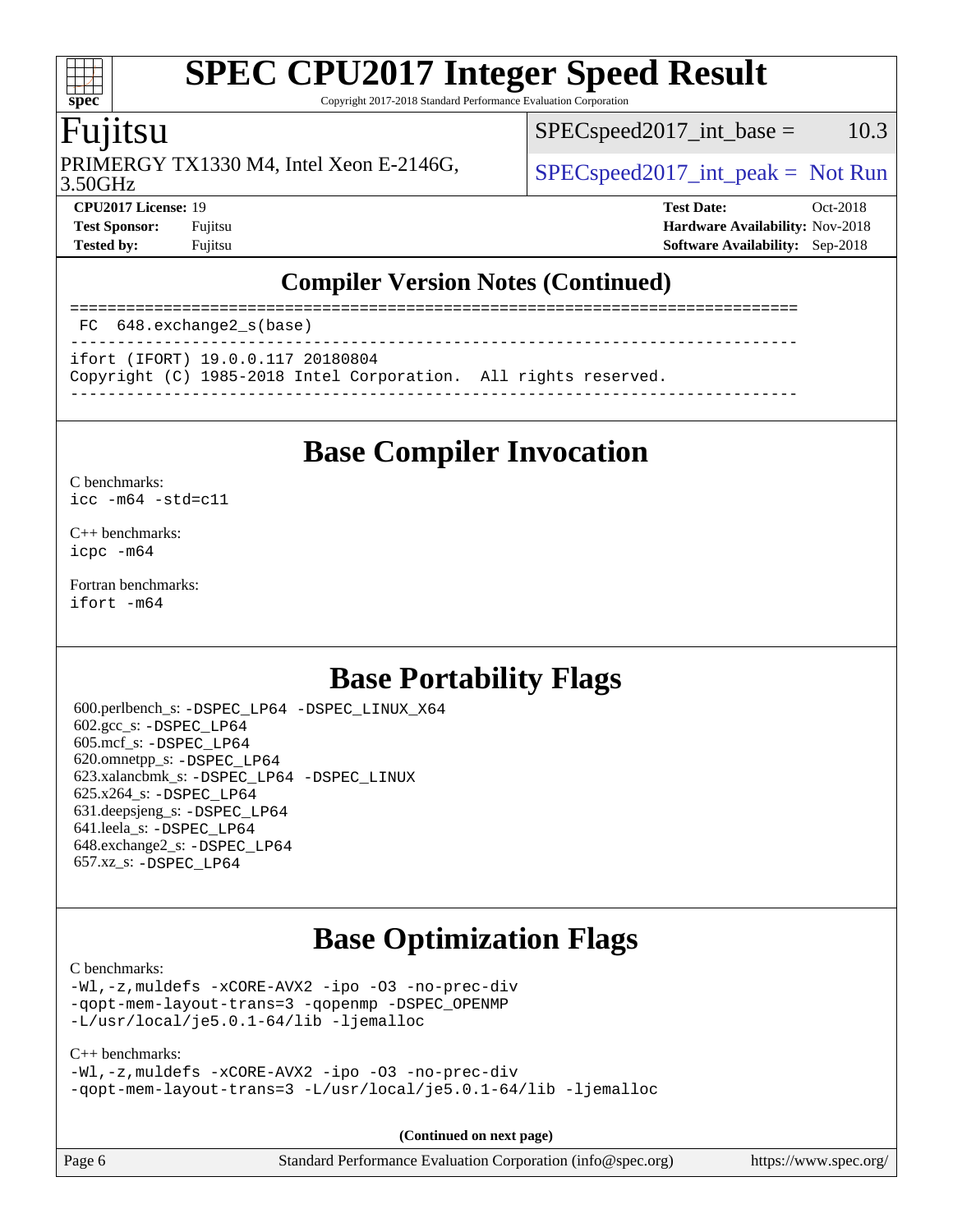## Compiler Version Notes (Continued)

```
==============================================================================
 FC  648.exchange2_s(base)
------------------------------------------------------------------------------
ifort (IFORT) 19.0.0.117 20180804
Copyright (C) 1985-2018 Intel Corporation.  All rights reserved.
------------------------------------------------------------------------------
```

## Base Compiler Invocation

C benchmarks:
`icc -m64 -std=c11`

C++ benchmarks:
`icpc -m64`

Fortran benchmarks:
`ifort -m64`

## Base Portability Flags

600.perlbench_s: -DSPEC_LP64 -DSPEC_LINUX_X64
602.gcc_s: -DSPEC_LP64
605.mcf_s: -DSPEC_LP64
620.omnetpp_s: -DSPEC_LP64
623.xalancbmk_s: -DSPEC_LP64 -DSPEC_LINUX
625.x264_s: -DSPEC_LP64
631.deepsjeng_s: -DSPEC_LP64
641.leela_s: -DSPEC_LP64
648.exchange2_s: -DSPEC_LP64
657.xz_s: -DSPEC_LP64

## Base Optimization Flags

C benchmarks:
```
-Wl,-z,muldefs -xCORE-AVX2 -ipo -O3 -no-prec-div
-qopt-mem-layout-trans=3 -qopenmp -DSPEC_OPENMP
-L/usr/local/je5.0.1-64/lib -ljemalloc
```

C++ benchmarks:
```
-Wl,-z,muldefs -xCORE-AVX2 -ipo -O3 -no-prec-div
-qopt-mem-layout-trans=3 -L/usr/local/je5.0.1-64/lib -ljemalloc
```

(Continued on next page)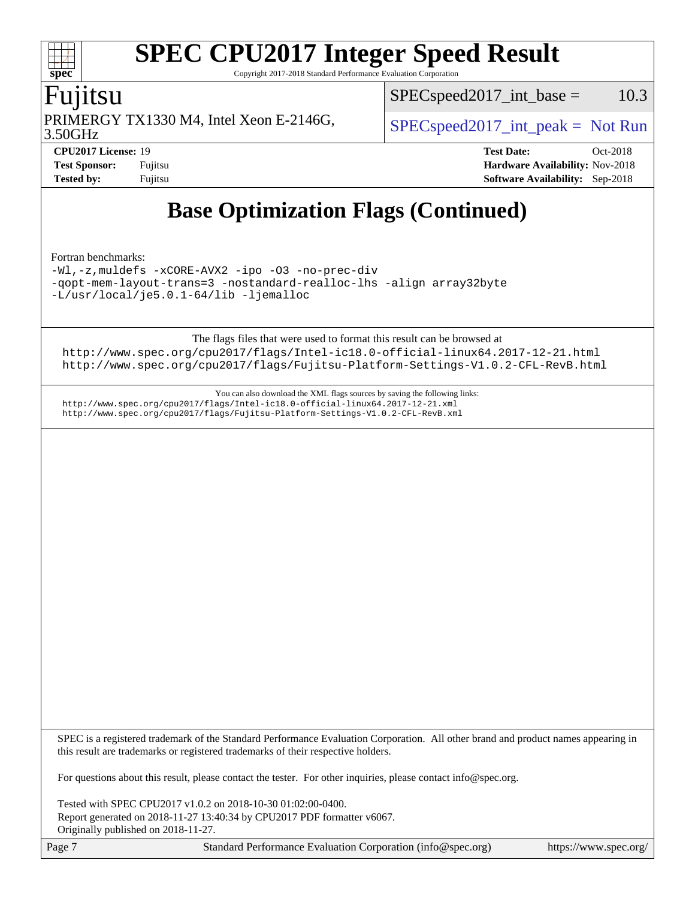# Base Optimization Flags (Continued)

Fortran benchmarks:

```
-Wl,-z,muldefs -xCORE-AVX2 -ipo -O3 -no-prec-div
-qopt-mem-layout-trans=3 -nostandard-realloc-lhs -align array32byte
-L/usr/local/je5.0.1-64/lib -ljemalloc
```

The flags files that were used to format this result can be browsed at

http://www.spec.org/cpu2017/flags/Intel-ic18.0-official-linux64.2017-12-21.html
http://www.spec.org/cpu2017/flags/Fujitsu-Platform-Settings-V1.0.2-CFL-RevB.html

You can also download the XML flags sources by saving the following links:

http://www.spec.org/cpu2017/flags/Intel-ic18.0-official-linux64.2017-12-21.xml
http://www.spec.org/cpu2017/flags/Fujitsu-Platform-Settings-V1.0.2-CFL-RevB.xml

SPEC is a registered trademark of the Standard Performance Evaluation Corporation. All other brand and product names appearing in this result are trademarks or registered trademarks of their respective holders.

For questions about this result, please contact the tester. For other inquiries, please contact info@spec.org.

Tested with SPEC CPU2017 v1.0.2 on 2018-10-30 01:02:00-0400.
Report generated on 2018-11-27 13:40:34 by CPU2017 PDF formatter v6067.
Originally published on 2018-11-27.